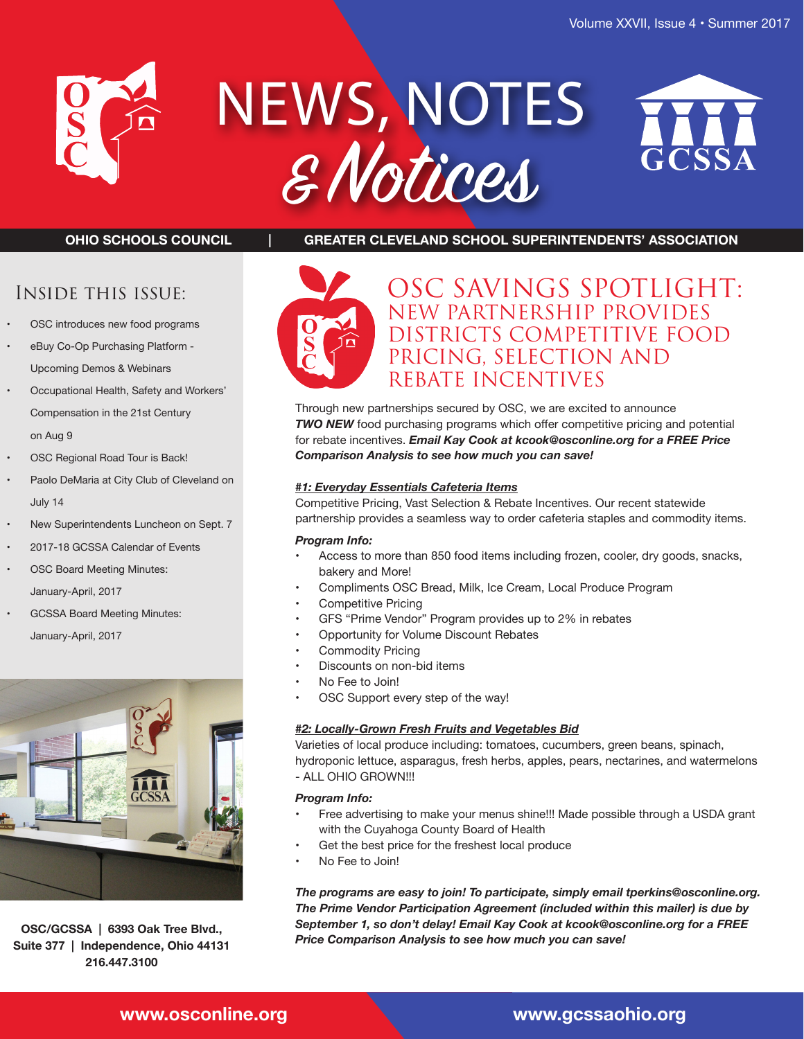# NEWS, NOTES & Notices

OHIO SCHOOLS COUNCIL | GREATER CLEVELAND SCHOOL SUPERINTENDENTS' ASSOCIATION

## Inside this issue:

- OSC introduces new food programs
- eBuy Co-Op Purchasing Platform - Upcoming Demos & Webinars
- Occupational Health, Safety and Workers' Compensation in the 21st Century on Aug 9
- OSC Regional Road Tour is Back!
- Paolo DeMaria at City Club of Cleveland on July 14
- New Superintendents Luncheon on Sept. 7
- 2017-18 GCSSA Calendar of Events
- OSC Board Meeting Minutes: January-April, 2017
- GCSSA Board Meeting Minutes: January-April, 2017

**OSC/GCSSA | 6393 Oak Tree Blvd., Suite 377 | Independence, Ohio 44131 216.447.3100**

## OSC Savings Spotlight: New Partnership Provides Districts Competitive Food Pricing, Selection and Rebate Incentives

Through new partnerships secured by OSC, we are excited to announce ***TWO NEW*** food purchasing programs which offer competitive pricing and potential for rebate incentives. ***Email Kay Cook at kcook@osconline.org for a FREE Price Comparison Analysis to see how much you can save!***

***#1: Everyday Essentials Cafeteria Items***

Competitive Pricing, Vast Selection & Rebate Incentives. Our recent statewide partnership provides a seamless way to order cafeteria staples and commodity items.

***Program Info:***

- Access to more than 850 food items including frozen, cooler, dry goods, snacks, bakery and More!
- Compliments OSC Bread, Milk, Ice Cream, Local Produce Program
- Competitive Pricing
- GFS "Prime Vendor" Program provides up to 2% in rebates
- Opportunity for Volume Discount Rebates
- Commodity Pricing
- Discounts on non-bid items
- No Fee to Join!
- OSC Support every step of the way!

***#2: Locally-Grown Fresh Fruits and Vegetables Bid***

Varieties of local produce including: tomatoes, cucumbers, green beans, spinach, hydroponic lettuce, asparagus, fresh herbs, apples, pears, nectarines, and watermelons - ALL OHIO GROWN!!!

***Program Info:***

- Free advertising to make your menus shine!!! Made possible through a USDA grant with the Cuyahoga County Board of Health
- Get the best price for the freshest local produce
- No Fee to Join!

***The programs are easy to join! To participate, simply email tperkins@osconline.org. The Prime Vendor Participation Agreement (included within this mailer) is due by September 1, so don't delay! Email Kay Cook at kcook@osconline.org for a FREE Price Comparison Analysis to see how much you can save!***

**www.osconline.org** **www.gcssaohio.org**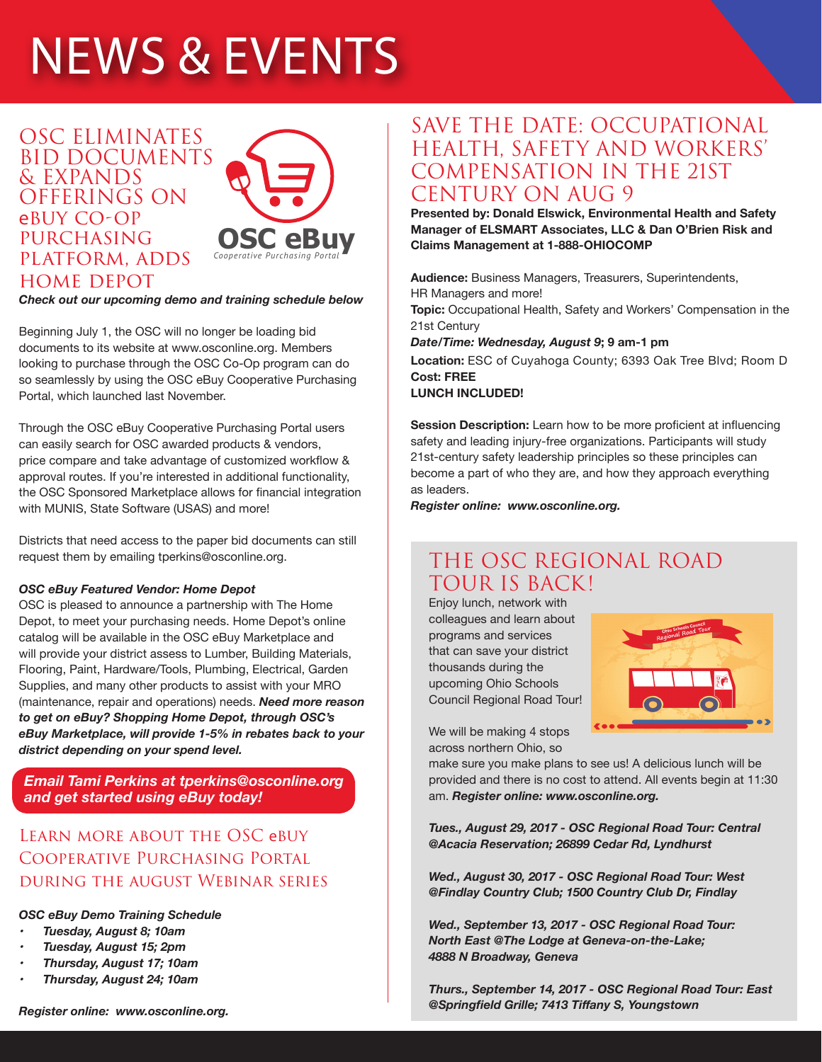# NEWS & EVENTS

## OSC ELIMINATES BID DOCUMENTS & EXPANDS OFFERINGS ON eBUY CO-OP PURCHASING PLATFORM, ADDS HOME DEPOT

OSC eBuy
Cooperative Purchasing Portal

***Check out our upcoming demo and training schedule below***

Beginning July 1, the OSC will no longer be loading bid documents to its website at www.osconline.org. Members looking to purchase through the OSC Co-Op program can do so seamlessly by using the OSC eBuy Cooperative Purchasing Portal, which launched last November.

Through the OSC eBuy Cooperative Purchasing Portal users can easily search for OSC awarded products & vendors, price compare and take advantage of customized workflow & approval routes. If you're interested in additional functionality, the OSC Sponsored Marketplace allows for financial integration with MUNIS, State Software (USAS) and more!

Districts that need access to the paper bid documents can still request them by emailing tperkins@osconline.org.

***OSC eBuy Featured Vendor: Home Depot***
OSC is pleased to announce a partnership with The Home Depot, to meet your purchasing needs. Home Depot's online catalog will be available in the OSC eBuy Marketplace and will provide your district assess to Lumber, Building Materials, Flooring, Paint, Hardware/Tools, Plumbing, Electrical, Garden Supplies, and many other products to assist with your MRO (maintenance, repair and operations) needs. ***Need more reason to get on eBuy? Shopping Home Depot, through OSC's eBuy Marketplace, will provide 1-5% in rebates back to your district depending on your spend level.***

***Email Tami Perkins at tperkins@osconline.org and get started using eBuy today!***

## Learn more about the OSC eBuy Cooperative Purchasing Portal during the August Webinar Series

***OSC eBuy Demo Training Schedule***

- ***Tuesday, August 8; 10am***
- ***Tuesday, August 15; 2pm***
- ***Thursday, August 17; 10am***
- ***Thursday, August 24; 10am***

***Register online: www.osconline.org.***

## SAVE THE DATE: OCCUPATIONAL HEALTH, SAFETY AND WORKERS' COMPENSATION IN THE 21ST CENTURY ON AUG 9

**Presented by: Donald Elswick, Environmental Health and Safety Manager of ELSMART Associates, LLC & Dan O'Brien Risk and Claims Management at 1-888-OHIOCOMP**

**Audience:** Business Managers, Treasurers, Superintendents, HR Managers and more!
**Topic:** Occupational Health, Safety and Workers' Compensation in the 21st Century
***Date/Time: Wednesday, August 9*; 9 am-1 pm**
**Location:** ESC of Cuyahoga County; 6393 Oak Tree Blvd; Room D
**Cost: FREE**
**LUNCH INCLUDED!**

**Session Description:** Learn how to be more proficient at influencing safety and leading injury-free organizations. Participants will study 21st-century safety leadership principles so these principles can become a part of who they are, and how they approach everything as leaders.
***Register online: www.osconline.org.***

## THE OSC REGIONAL ROAD TOUR IS BACK!

Enjoy lunch, network with colleagues and learn about programs and services that can save your district thousands during the upcoming Ohio Schools Council Regional Road Tour!

We will be making 4 stops across northern Ohio, so make sure you make plans to see us! A delicious lunch will be provided and there is no cost to attend. All events begin at 11:30 am. ***Register online: www.osconline.org.***

***Tues., August 29, 2017 - OSC Regional Road Tour: Central @Acacia Reservation; 26899 Cedar Rd, Lyndhurst***

***Wed., August 30, 2017 - OSC Regional Road Tour: West @Findlay Country Club; 1500 Country Club Dr, Findlay***

***Wed., September 13, 2017 - OSC Regional Road Tour: North East @The Lodge at Geneva-on-the-Lake; 4888 N Broadway, Geneva***

***Thurs., September 14, 2017 - OSC Regional Road Tour: East @Springfield Grille; 7413 Tiffany S, Youngstown***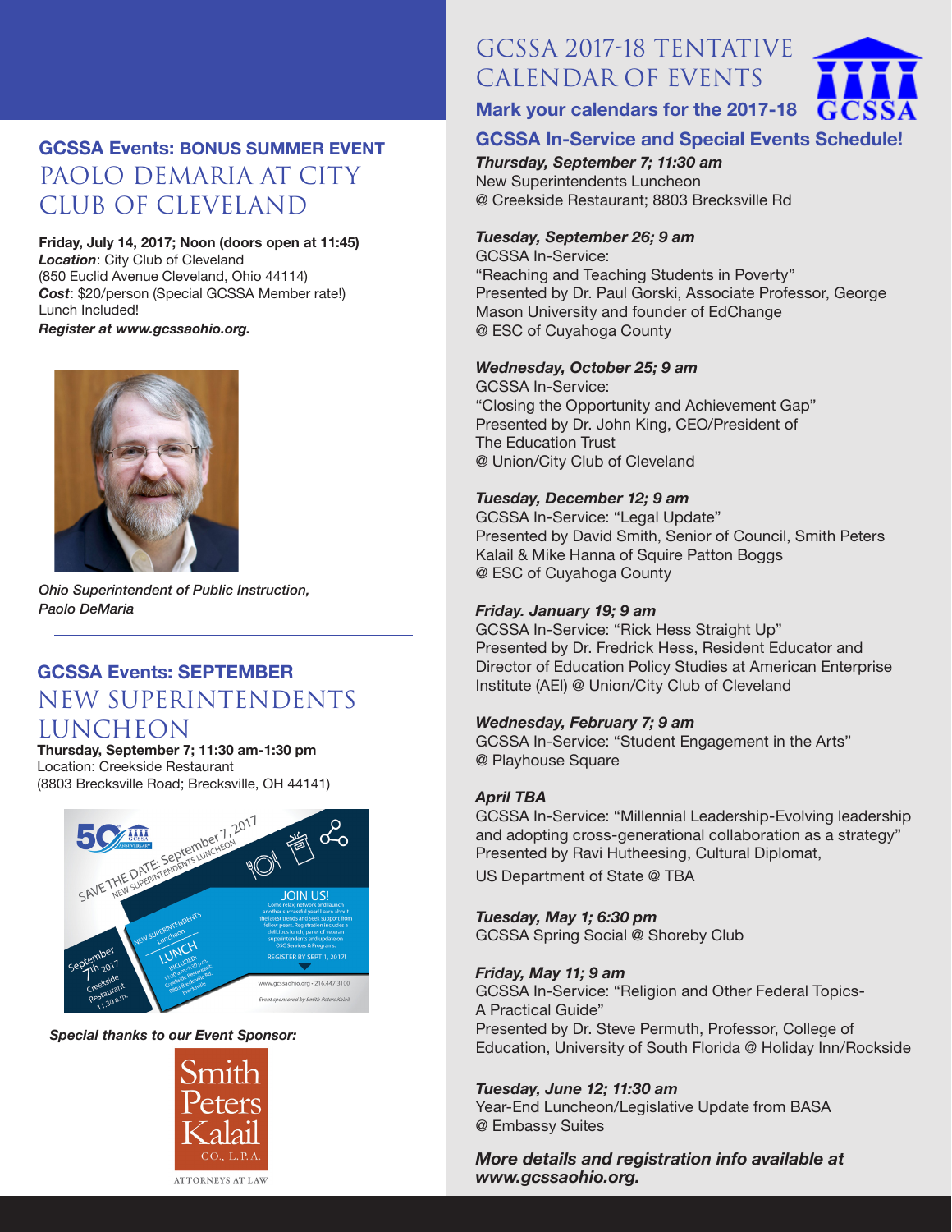## GCSSA Events: BONUS SUMMER EVENT

# PAOLO DEMARIA AT CITY CLUB OF CLEVELAND

**Friday, July 14, 2017; Noon (doors open at 11:45)**
***Location***: City Club of Cleveland
(850 Euclid Avenue Cleveland, Ohio 44114)
***Cost***: $20/person (Special GCSSA Member rate!)
Lunch Included!
***Register at www.gcssaohio.org.***

*Ohio Superintendent of Public Instruction, Paolo DeMaria*

---

## GCSSA Events: SEPTEMBER

# NEW SUPERINTENDENTS LUNCHEON

**Thursday, September 7; 11:30 am-1:30 pm**
Location: Creekside Restaurant
(8803 Brecksville Road; Brecksville, OH 44141)

***Special thanks to our Event Sponsor:***

Smith Peters Kalail CO., L.P.A.
ATTORNEYS AT LAW

# GCSSA 2017-18 TENTATIVE CALENDAR OF EVENTS

## Mark your calendars for the 2017-18 GCSSA In-Service and Special Events Schedule!

***Thursday, September 7; 11:30 am***
New Superintendents Luncheon
@ Creekside Restaurant; 8803 Brecksville Rd

***Tuesday, September 26; 9 am***
GCSSA In-Service:
"Reaching and Teaching Students in Poverty"
Presented by Dr. Paul Gorski, Associate Professor, George Mason University and founder of EdChange
@ ESC of Cuyahoga County

***Wednesday, October 25; 9 am***
GCSSA In-Service:
"Closing the Opportunity and Achievement Gap"
Presented by Dr. John King, CEO/President of The Education Trust
@ Union/City Club of Cleveland

***Tuesday, December 12; 9 am***
GCSSA In-Service: "Legal Update"
Presented by David Smith, Senior of Council, Smith Peters Kalail & Mike Hanna of Squire Patton Boggs
@ ESC of Cuyahoga County

***Friday. January 19; 9 am***
GCSSA In-Service: "Rick Hess Straight Up"
Presented by Dr. Fredrick Hess, Resident Educator and Director of Education Policy Studies at American Enterprise Institute (AEI) @ Union/City Club of Cleveland

***Wednesday, February 7; 9 am***
GCSSA In-Service: "Student Engagement in the Arts"
@ Playhouse Square

***April TBA***
GCSSA In-Service: "Millennial Leadership-Evolving leadership and adopting cross-generational collaboration as a strategy"
Presented by Ravi Hutheesing, Cultural Diplomat,
US Department of State @ TBA

***Tuesday, May 1; 6:30 pm***
GCSSA Spring Social @ Shoreby Club

***Friday, May 11; 9 am***
GCSSA In-Service: "Religion and Other Federal Topics- A Practical Guide"
Presented by Dr. Steve Permuth, Professor, College of Education, University of South Florida @ Holiday Inn/Rockside

***Tuesday, June 12; 11:30 am***
Year-End Luncheon/Legislative Update from BASA
@ Embassy Suites

***More details and registration info available at www.gcssaohio.org.***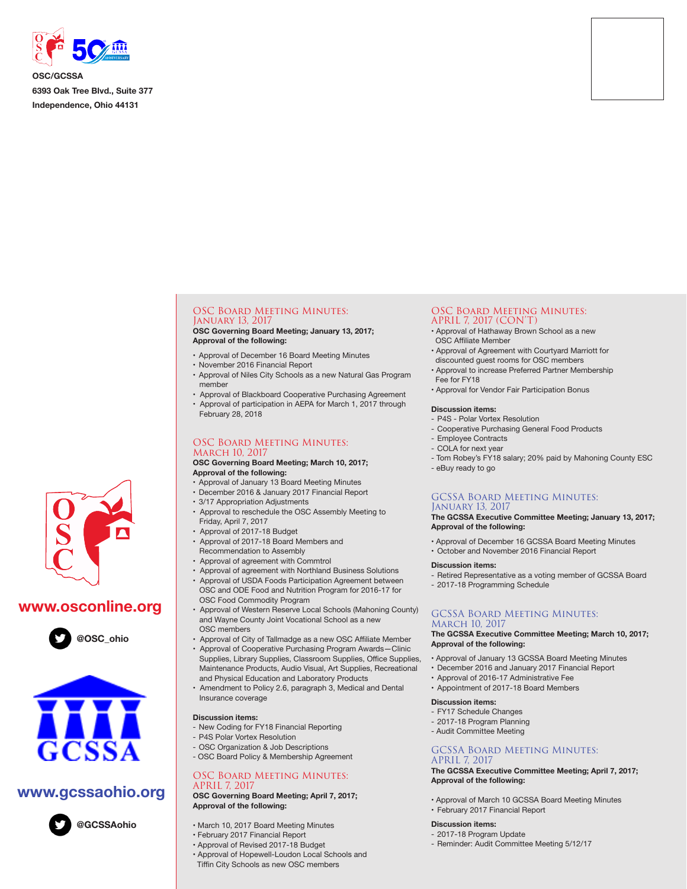OSC/GCSSA
6393 Oak Tree Blvd., Suite 377
Independence, Ohio 44131

www.osconline.org

@OSC_ohio

www.gcssaohio.org

@GCSSAohio

## OSC Board Meeting Minutes: January 13, 2017

**OSC Governing Board Meeting; January 13, 2017; Approval of the following:**

- Approval of December 16 Board Meeting Minutes
- November 2016 Financial Report
- Approval of Niles City Schools as a new Natural Gas Program member
- Approval of Blackboard Cooperative Purchasing Agreement
- Approval of participation in AEPA for March 1, 2017 through February 28, 2018

## OSC Board Meeting Minutes: March 10, 2017

**OSC Governing Board Meeting; March 10, 2017; Approval of the following:**

- Approval of January 13 Board Meeting Minutes
- December 2016 & January 2017 Financial Report
- 3/17 Appropriation Adjustments
- Approval to reschedule the OSC Assembly Meeting to Friday, April 7, 2017
- Approval of 2017-18 Budget
- Approval of 2017-18 Board Members and Recommendation to Assembly
- Approval of agreement with Commtrol
- Approval of agreement with Northland Business Solutions
- Approval of USDA Foods Participation Agreement between OSC and ODE Food and Nutrition Program for 2016-17 for OSC Food Commodity Program
- Approval of Western Reserve Local Schools (Mahoning County) and Wayne County Joint Vocational School as a new OSC members
- Approval of City of Tallmadge as a new OSC Affiliate Member
- Approval of Cooperative Purchasing Program Awards—Clinic Supplies, Library Supplies, Classroom Supplies, Office Supplies, Maintenance Products, Audio Visual, Art Supplies, Recreational and Physical Education and Laboratory Products
- Amendment to Policy 2.6, paragraph 3, Medical and Dental Insurance coverage

**Discussion items:**

- New Coding for FY18 Financial Reporting
- P4S Polar Vortex Resolution
- OSC Organization & Job Descriptions
- OSC Board Policy & Membership Agreement

## OSC Board Meeting Minutes: April 7, 2017

**OSC Governing Board Meeting; April 7, 2017; Approval of the following:**

- March 10, 2017 Board Meeting Minutes
- February 2017 Financial Report
- Approval of Revised 2017-18 Budget
- Approval of Hopewell-Loudon Local Schools and Tiffin City Schools as new OSC members

## OSC Board Meeting Minutes: April 7, 2017 (Con't)

- Approval of Hathaway Brown School as a new OSC Affiliate Member
- Approval of Agreement with Courtyard Marriott for discounted guest rooms for OSC members
- Approval to increase Preferred Partner Membership Fee for FY18
- Approval for Vendor Fair Participation Bonus

**Discussion items:**

- P4S - Polar Vortex Resolution
- Cooperative Purchasing General Food Products
- Employee Contracts
- COLA for next year
- Tom Robey's FY18 salary; 20% paid by Mahoning County ESC
- eBuy ready to go

## GCSSA Board Meeting Minutes: January 13, 2017

**The GCSSA Executive Committee Meeting; January 13, 2017; Approval of the following:**

- Approval of December 16 GCSSA Board Meeting Minutes
- October and November 2016 Financial Report

**Discussion items:**

- Retired Representative as a voting member of GCSSA Board
- 2017-18 Programming Schedule

## GCSSA Board Meeting Minutes: March 10, 2017

**The GCSSA Executive Committee Meeting; March 10, 2017; Approval of the following:**

- Approval of January 13 GCSSA Board Meeting Minutes
- December 2016 and January 2017 Financial Report
- Approval of 2016-17 Administrative Fee
- Appointment of 2017-18 Board Members

**Discussion items:**

- FY17 Schedule Changes
- 2017-18 Program Planning
- Audit Committee Meeting

## GCSSA Board Meeting Minutes: April 7, 2017

**The GCSSA Executive Committee Meeting; April 7, 2017; Approval of the following:**

- Approval of March 10 GCSSA Board Meeting Minutes
- February 2017 Financial Report

**Discussion items:**

- 2017-18 Program Update
- Reminder: Audit Committee Meeting 5/12/17